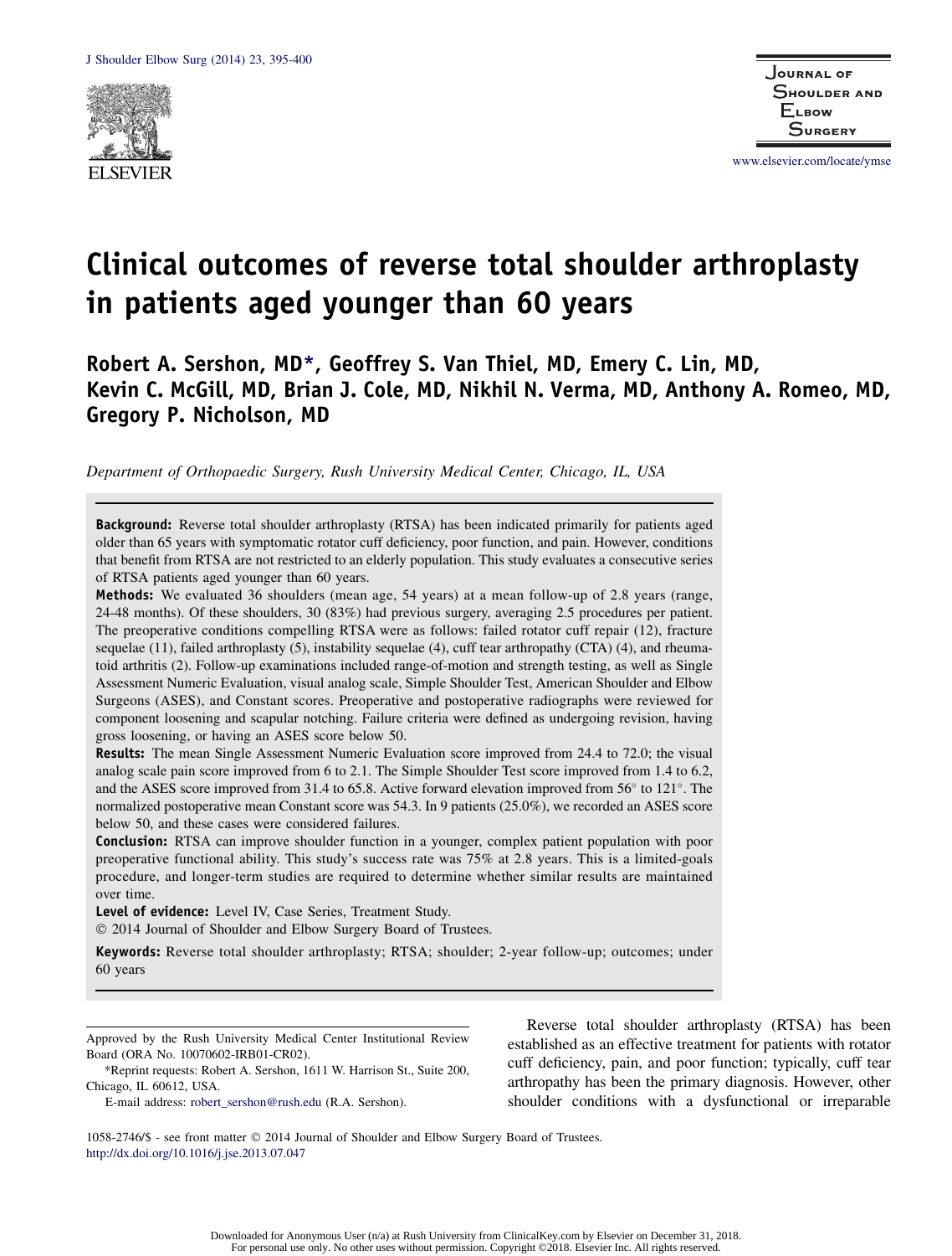# Clinical outcomes of reverse total shoulder arthroplasty in patients aged younger than 60 years

**Robert A. Sershon, MD*, Geoffrey S. Van Thiel, MD, Emery C. Lin, MD, Kevin C. McGill, MD, Brian J. Cole, MD, Nikhil N. Verma, MD, Anthony A. Romeo, MD, Gregory P. Nicholson, MD**

*Department of Orthopaedic Surgery, Rush University Medical Center, Chicago, IL, USA*

**Background:** Reverse total shoulder arthroplasty (RTSA) has been indicated primarily for patients aged older than 65 years with symptomatic rotator cuff deficiency, poor function, and pain. However, conditions that benefit from RTSA are not restricted to an elderly population. This study evaluates a consecutive series of RTSA patients aged younger than 60 years.

**Methods:** We evaluated 36 shoulders (mean age, 54 years) at a mean follow-up of 2.8 years (range, 24-48 months). Of these shoulders, 30 (83%) had previous surgery, averaging 2.5 procedures per patient. The preoperative conditions compelling RTSA were as follows: failed rotator cuff repair (12), fracture sequelae (11), failed arthroplasty (5), instability sequelae (4), cuff tear arthropathy (CTA) (4), and rheumatoid arthritis (2). Follow-up examinations included range-of-motion and strength testing, as well as Single Assessment Numeric Evaluation, visual analog scale, Simple Shoulder Test, American Shoulder and Elbow Surgeons (ASES), and Constant scores. Preoperative and postoperative radiographs were reviewed for component loosening and scapular notching. Failure criteria were defined as undergoing revision, having gross loosening, or having an ASES score below 50.

**Results:** The mean Single Assessment Numeric Evaluation score improved from 24.4 to 72.0; the visual analog scale pain score improved from 6 to 2.1. The Simple Shoulder Test score improved from 1.4 to 6.2, and the ASES score improved from 31.4 to 65.8. Active forward elevation improved from 56° to 121°. The normalized postoperative mean Constant score was 54.3. In 9 patients (25.0%), we recorded an ASES score below 50, and these cases were considered failures.

**Conclusion:** RTSA can improve shoulder function in a younger, complex patient population with poor preoperative functional ability. This study's success rate was 75% at 2.8 years. This is a limited-goals procedure, and longer-term studies are required to determine whether similar results are maintained over time.

**Level of evidence:** Level IV, Case Series, Treatment Study.

© 2014 Journal of Shoulder and Elbow Surgery Board of Trustees.

**Keywords:** Reverse total shoulder arthroplasty; RTSA; shoulder; 2-year follow-up; outcomes; under 60 years

Approved by the Rush University Medical Center Institutional Review Board (ORA No. 10070602-IRB01-CR02).

*Reprint requests: Robert A. Sershon, 1611 W. Harrison St., Suite 200, Chicago, IL 60612, USA.

E-mail address: robert_sershon@rush.edu (R.A. Sershon).

Reverse total shoulder arthroplasty (RTSA) has been established as an effective treatment for patients with rotator cuff deficiency, pain, and poor function; typically, cuff tear arthropathy has been the primary diagnosis. However, other shoulder conditions with a dysfunctional or irreparable

1058-2746/$ - see front matter © 2014 Journal of Shoulder and Elbow Surgery Board of Trustees.
http://dx.doi.org/10.1016/j.jse.2013.07.047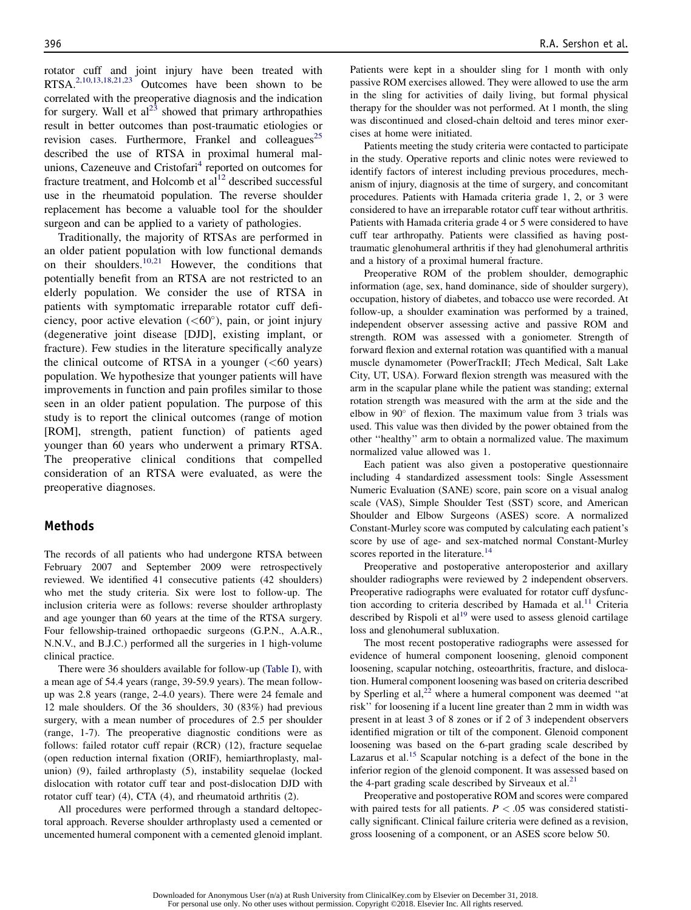rotator cuff and joint injury have been treated with RTSA.[2,10,13,18,21,23] Outcomes have been shown to be correlated with the preoperative diagnosis and the indication for surgery. Wall et al[23] showed that primary arthropathies result in better outcomes than post-traumatic etiologies or revision cases. Furthermore, Frankel and colleagues[25] described the use of RTSA in proximal humeral malunions, Cazeneuve and Cristofari[4] reported on outcomes for fracture treatment, and Holcomb et al[12] described successful use in the rheumatoid population. The reverse shoulder replacement has become a valuable tool for the shoulder surgeon and can be applied to a variety of pathologies.

Traditionally, the majority of RTSAs are performed in an older patient population with low functional demands on their shoulders.[10,21] However, the conditions that potentially benefit from an RTSA are not restricted to an elderly population. We consider the use of RTSA in patients with symptomatic irreparable rotator cuff deficiency, poor active elevation (<60°), pain, or joint injury (degenerative joint disease [DJD], existing implant, or fracture). Few studies in the literature specifically analyze the clinical outcome of RTSA in a younger (<60 years) population. We hypothesize that younger patients will have improvements in function and pain profiles similar to those seen in an older patient population. The purpose of this study is to report the clinical outcomes (range of motion [ROM], strength, patient function) of patients aged younger than 60 years who underwent a primary RTSA. The preoperative clinical conditions that compelled consideration of an RTSA were evaluated, as were the preoperative diagnoses.

## Methods

The records of all patients who had undergone RTSA between February 2007 and September 2009 were retrospectively reviewed. We identified 41 consecutive patients (42 shoulders) who met the study criteria. Six were lost to follow-up. The inclusion criteria were as follows: reverse shoulder arthroplasty and age younger than 60 years at the time of the RTSA surgery. Four fellowship-trained orthopaedic surgeons (G.P.N., A.A.R., N.N.V., and B.J.C.) performed all the surgeries in 1 high-volume clinical practice.

There were 36 shoulders available for follow-up (Table I), with a mean age of 54.4 years (range, 39-59.9 years). The mean follow-up was 2.8 years (range, 2-4.0 years). There were 24 female and 12 male shoulders. Of the 36 shoulders, 30 (83%) had previous surgery, with a mean number of procedures of 2.5 per shoulder (range, 1-7). The preoperative diagnostic conditions were as follows: failed rotator cuff repair (RCR) (12), fracture sequelae (open reduction internal fixation (ORIF), hemiarthroplasty, malunion) (9), failed arthroplasty (5), instability sequelae (locked dislocation with rotator cuff tear and post-dislocation DJD with rotator cuff tear) (4), CTA (4), and rheumatoid arthritis (2).

All procedures were performed through a standard deltopectoral approach. Reverse shoulder arthroplasty used a cemented or uncemented humeral component with a cemented glenoid implant. Patients were kept in a shoulder sling for 1 month with only passive ROM exercises allowed. They were allowed to use the arm in the sling for activities of daily living, but formal physical therapy for the shoulder was not performed. At 1 month, the sling was discontinued and closed-chain deltoid and teres minor exercises at home were initiated.

Patients meeting the study criteria were contacted to participate in the study. Operative reports and clinic notes were reviewed to identify factors of interest including previous procedures, mechanism of injury, diagnosis at the time of surgery, and concomitant procedures. Patients with Hamada criteria grade 1, 2, or 3 were considered to have an irreparable rotator cuff tear without arthritis. Patients with Hamada criteria grade 4 or 5 were considered to have cuff tear arthropathy. Patients were classified as having post-traumatic glenohumeral arthritis if they had glenohumeral arthritis and a history of a proximal humeral fracture.

Preoperative ROM of the problem shoulder, demographic information (age, sex, hand dominance, side of shoulder surgery), occupation, history of diabetes, and tobacco use were recorded. At follow-up, a shoulder examination was performed by a trained, independent observer assessing active and passive ROM and strength. ROM was assessed with a goniometer. Strength of forward flexion and external rotation was quantified with a manual muscle dynamometer (PowerTrackII; JTech Medical, Salt Lake City, UT, USA). Forward flexion strength was measured with the arm in the scapular plane while the patient was standing; external rotation strength was measured with the arm at the side and the elbow in 90° of flexion. The maximum value from 3 trials was used. This value was then divided by the power obtained from the other ''healthy'' arm to obtain a normalized value. The maximum normalized value allowed was 1.

Each patient was also given a postoperative questionnaire including 4 standardized assessment tools: Single Assessment Numeric Evaluation (SANE) score, pain score on a visual analog scale (VAS), Simple Shoulder Test (SST) score, and American Shoulder and Elbow Surgeons (ASES) score. A normalized Constant-Murley score was computed by calculating each patient's score by use of age- and sex-matched normal Constant-Murley scores reported in the literature.[14]

Preoperative and postoperative anteroposterior and axillary shoulder radiographs were reviewed by 2 independent observers. Preoperative radiographs were evaluated for rotator cuff dysfunction according to criteria described by Hamada et al.[11] Criteria described by Rispoli et al[19] were used to assess glenoid cartilage loss and glenohumeral subluxation.

The most recent postoperative radiographs were assessed for evidence of humeral component loosening, glenoid component loosening, scapular notching, osteoarthritis, fracture, and dislocation. Humeral component loosening was based on criteria described by Sperling et al,[22] where a humeral component was deemed ''at risk'' for loosening if a lucent line greater than 2 mm in width was present in at least 3 of 8 zones or if 2 of 3 independent observers identified migration or tilt of the component. Glenoid component loosening was based on the 6-part grading scale described by Lazarus et al.[15] Scapular notching is a defect of the bone in the inferior region of the glenoid component. It was assessed based on the 4-part grading scale described by Sirveaux et al.[21]

Preoperative and postoperative ROM and scores were compared with paired tests for all patients. $P < .05$ was considered statistically significant. Clinical failure criteria were defined as a revision, gross loosening of a component, or an ASES score below 50.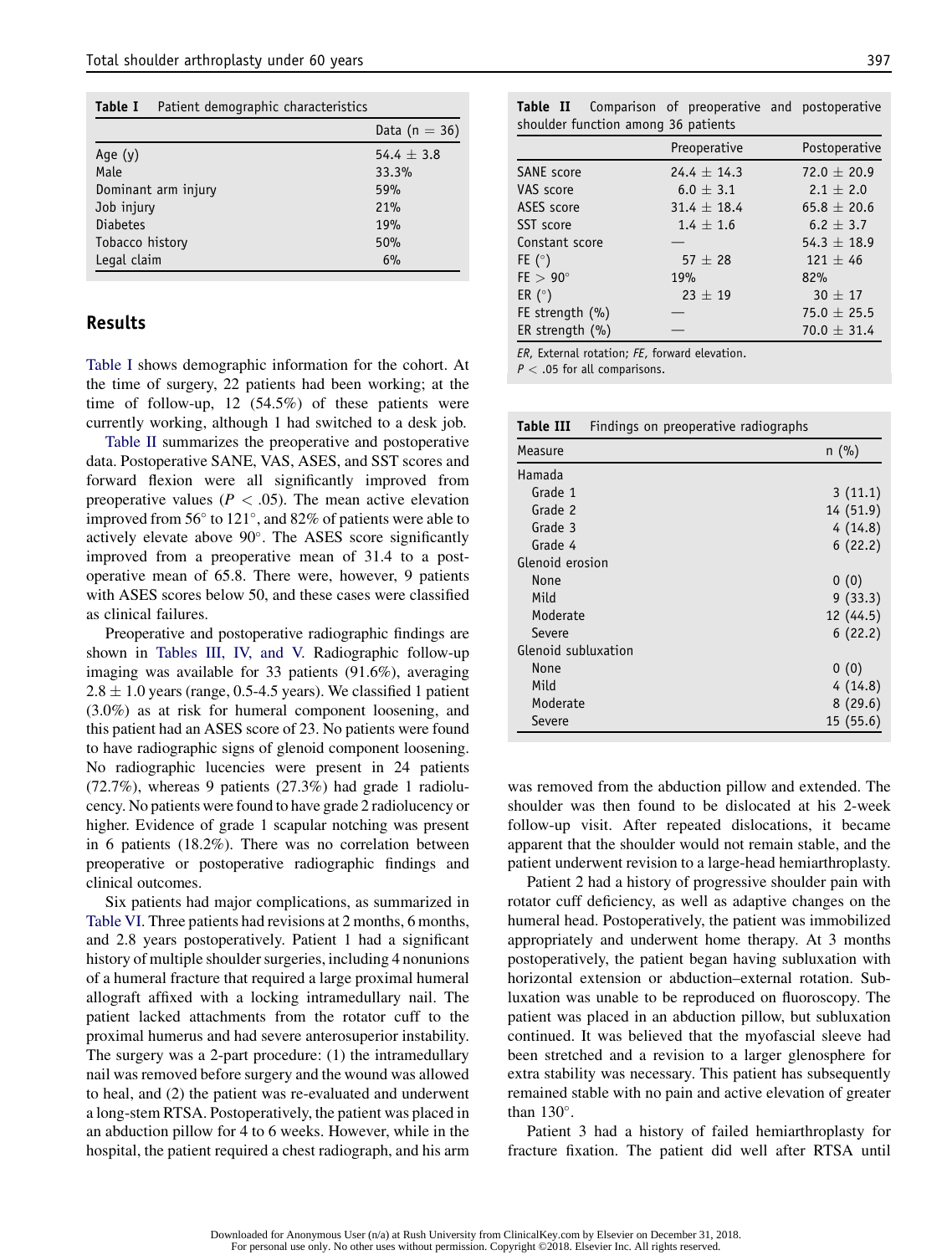**Table I** Patient demographic characteristics

| | Data (n = 36) |
|---|---|
| Age (y) | 54.4 ± 3.8 |
| Male | 33.3% |
| Dominant arm injury | 59% |
| Job injury | 21% |
| Diabetes | 19% |
| Tobacco history | 50% |
| Legal claim | 6% |

## Results

Table I shows demographic information for the cohort. At the time of surgery, 22 patients had been working; at the time of follow-up, 12 (54.5%) of these patients were currently working, although 1 had switched to a desk job.

Table II summarizes the preoperative and postoperative data. Postoperative SANE, VAS, ASES, and SST scores and forward flexion were all significantly improved from preoperative values ($P < .05$). The mean active elevation improved from 56° to 121°, and 82% of patients were able to actively elevate above 90°. The ASES score significantly improved from a preoperative mean of 31.4 to a postoperative mean of 65.8. There were, however, 9 patients with ASES scores below 50, and these cases were classified as clinical failures.

Preoperative and postoperative radiographic findings are shown in Tables III, IV, and V. Radiographic follow-up imaging was available for 33 patients (91.6%), averaging 2.8 ± 1.0 years (range, 0.5-4.5 years). We classified 1 patient (3.0%) as at risk for humeral component loosening, and this patient had an ASES score of 23. No patients were found to have radiographic signs of glenoid component loosening. No radiographic lucencies were present in 24 patients (72.7%), whereas 9 patients (27.3%) had grade 1 radiolucency. No patients were found to have grade 2 radiolucency or higher. Evidence of grade 1 scapular notching was present in 6 patients (18.2%). There was no correlation between preoperative or postoperative radiographic findings and clinical outcomes.

Six patients had major complications, as summarized in Table VI. Three patients had revisions at 2 months, 6 months, and 2.8 years postoperatively. Patient 1 had a significant history of multiple shoulder surgeries, including 4 nonunions of a humeral fracture that required a large proximal humeral allograft affixed with a locking intramedullary nail. The patient lacked attachments from the rotator cuff to the proximal humerus and had severe anterosuperior instability. The surgery was a 2-part procedure: (1) the intramedullary nail was removed before surgery and the wound was allowed to heal, and (2) the patient was re-evaluated and underwent a long-stem RTSA. Postoperatively, the patient was placed in an abduction pillow for 4 to 6 weeks. However, while in the hospital, the patient required a chest radiograph, and his arm was removed from the abduction pillow and extended. The shoulder was then found to be dislocated at his 2-week follow-up visit. After repeated dislocations, it became apparent that the shoulder would not remain stable, and the patient underwent revision to a large-head hemiarthroplasty.

Patient 2 had a history of progressive shoulder pain with rotator cuff deficiency, as well as adaptive changes on the humeral head. Postoperatively, the patient was immobilized appropriately and underwent home therapy. At 3 months postoperatively, the patient began having subluxation with horizontal extension or abduction–external rotation. Subluxation was unable to be reproduced on fluoroscopy. The patient was placed in an abduction pillow, but subluxation continued. It was believed that the myofascial sleeve had been stretched and a revision to a larger glenosphere for extra stability was necessary. This patient has subsequently remained stable with no pain and active elevation of greater than 130°.

Patient 3 had a history of failed hemiarthroplasty for fracture fixation. The patient did well after RTSA until

**Table II** Comparison of preoperative and postoperative shoulder function among 36 patients

| | Preoperative | Postoperative |
|---|---|---|
| SANE score | 24.4 ± 14.3 | 72.0 ± 20.9 |
| VAS score | 6.0 ± 3.1 | 2.1 ± 2.0 |
| ASES score | 31.4 ± 18.4 | 65.8 ± 20.6 |
| SST score | 1.4 ± 1.6 | 6.2 ± 3.7 |
| Constant score | — | 54.3 ± 18.9 |
| FE (°) | 57 ± 28 | 121 ± 46 |
| FE > 90° | 19% | 82% |
| ER (°) | 23 ± 19 | 30 ± 17 |
| FE strength (%) | — | 75.0 ± 25.5 |
| ER strength (%) | — | 70.0 ± 31.4 |

*ER*, External rotation; *FE*, forward elevation.
$P < .05$ for all comparisons.

**Table III** Findings on preoperative radiographs

| Measure | n (%) |
|---|---|
| Hamada | |
| Grade 1 | 3 (11.1) |
| Grade 2 | 14 (51.9) |
| Grade 3 | 4 (14.8) |
| Grade 4 | 6 (22.2) |
| Glenoid erosion | |
| None | 0 (0) |
| Mild | 9 (33.3) |
| Moderate | 12 (44.5) |
| Severe | 6 (22.2) |
| Glenoid subluxation | |
| None | 0 (0) |
| Mild | 4 (14.8) |
| Moderate | 8 (29.6) |
| Severe | 15 (55.6) |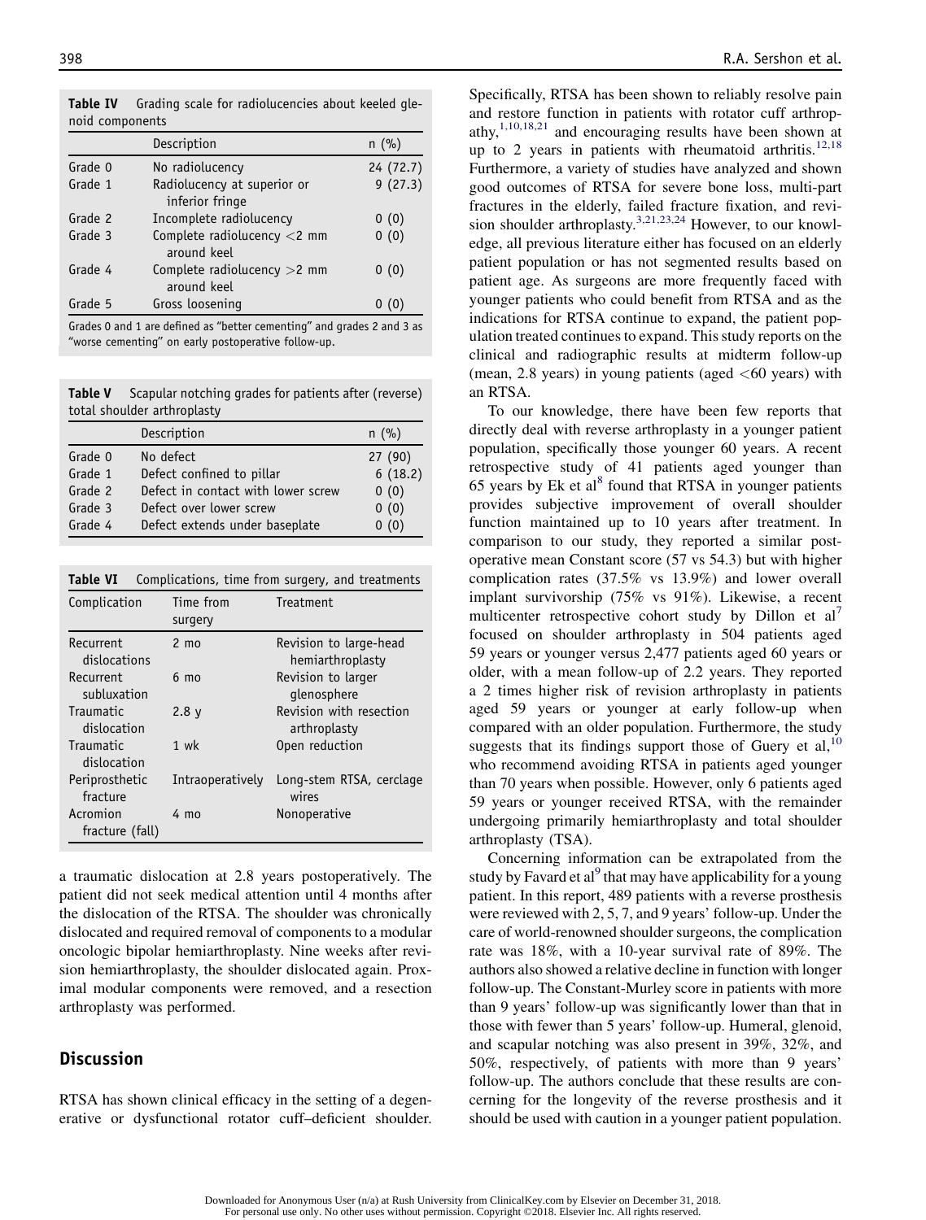**Table IV** Grading scale for radiolucencies about keeled glenoid components

| | Description | n (%) |
|---|---|---|
| Grade 0 | No radiolucency | 24 (72.7) |
| Grade 1 | Radiolucency at superior or inferior fringe | 9 (27.3) |
| Grade 2 | Incomplete radiolucency | 0 (0) |
| Grade 3 | Complete radiolucency <2 mm around keel | 0 (0) |
| Grade 4 | Complete radiolucency >2 mm around keel | 0 (0) |
| Grade 5 | Gross loosening | 0 (0) |

Grades 0 and 1 are defined as "better cementing" and grades 2 and 3 as "worse cementing" on early postoperative follow-up.

**Table V** Scapular notching grades for patients after (reverse) total shoulder arthroplasty

| | Description | n (%) |
|---|---|---|
| Grade 0 | No defect | 27 (90) |
| Grade 1 | Defect confined to pillar | 6 (18.2) |
| Grade 2 | Defect in contact with lower screw | 0 (0) |
| Grade 3 | Defect over lower screw | 0 (0) |
| Grade 4 | Defect extends under baseplate | 0 (0) |

**Table VI** Complications, time from surgery, and treatments

| Complication | Time from surgery | Treatment |
|---|---|---|
| Recurrent dislocations | 2 mo | Revision to large-head hemiarthroplasty |
| Recurrent subluxation | 6 mo | Revision to larger glenosphere |
| Traumatic dislocation | 2.8 y | Revision with resection arthroplasty |
| Traumatic dislocation | 1 wk | Open reduction |
| Periprosthetic fracture | Intraoperatively | Long-stem RTSA, cerclage wires |
| Acromion fracture (fall) | 4 mo | Nonoperative |

a traumatic dislocation at 2.8 years postoperatively. The patient did not seek medical attention until 4 months after the dislocation of the RTSA. The shoulder was chronically dislocated and required removal of components to a modular oncologic bipolar hemiarthroplasty. Nine weeks after revision hemiarthroplasty, the shoulder dislocated again. Proximal modular components were removed, and a resection arthroplasty was performed.

## Discussion

RTSA has shown clinical efficacy in the setting of a degenerative or dysfunctional rotator cuff–deficient shoulder. Specifically, RTSA has been shown to reliably resolve pain and restore function in patients with rotator cuff arthropathy,[1,10,18,21] and encouraging results have been shown at up to 2 years in patients with rheumatoid arthritis.[12,18] Furthermore, a variety of studies have analyzed and shown good outcomes of RTSA for severe bone loss, multi-part fractures in the elderly, failed fracture fixation, and revision shoulder arthroplasty.[3,21,23,24] However, to our knowledge, all previous literature either has focused on an elderly patient population or has not segmented results based on patient age. As surgeons are more frequently faced with younger patients who could benefit from RTSA and as the indications for RTSA continue to expand, the patient population treated continues to expand. This study reports on the clinical and radiographic results at midterm follow-up (mean, 2.8 years) in young patients (aged <60 years) with an RTSA.

To our knowledge, there have been few reports that directly deal with reverse arthroplasty in a younger patient population, specifically those younger 60 years. A recent retrospective study of 41 patients aged younger than 65 years by Ek et al[8] found that RTSA in younger patients provides subjective improvement of overall shoulder function maintained up to 10 years after treatment. In comparison to our study, they reported a similar postoperative mean Constant score (57 vs 54.3) but with higher complication rates (37.5% vs 13.9%) and lower overall implant survivorship (75% vs 91%). Likewise, a recent multicenter retrospective cohort study by Dillon et al[7] focused on shoulder arthroplasty in 504 patients aged 59 years or younger versus 2,477 patients aged 60 years or older, with a mean follow-up of 2.2 years. They reported a 2 times higher risk of revision arthroplasty in patients aged 59 years or younger at early follow-up when compared with an older population. Furthermore, the study suggests that its findings support those of Guery et al,[10] who recommend avoiding RTSA in patients aged younger than 70 years when possible. However, only 6 patients aged 59 years or younger received RTSA, with the remainder undergoing primarily hemiarthroplasty and total shoulder arthroplasty (TSA).

Concerning information can be extrapolated from the study by Favard et al[9] that may have applicability for a young patient. In this report, 489 patients with a reverse prosthesis were reviewed with 2, 5, 7, and 9 years' follow-up. Under the care of world-renowned shoulder surgeons, the complication rate was 18%, with a 10-year survival rate of 89%. The authors also showed a relative decline in function with longer follow-up. The Constant-Murley score in patients with more than 9 years' follow-up was significantly lower than that in those with fewer than 5 years' follow-up. Humeral, glenoid, and scapular notching was also present in 39%, 32%, and 50%, respectively, of patients with more than 9 years' follow-up. The authors conclude that these results are concerning for the longevity of the reverse prosthesis and it should be used with caution in a younger patient population.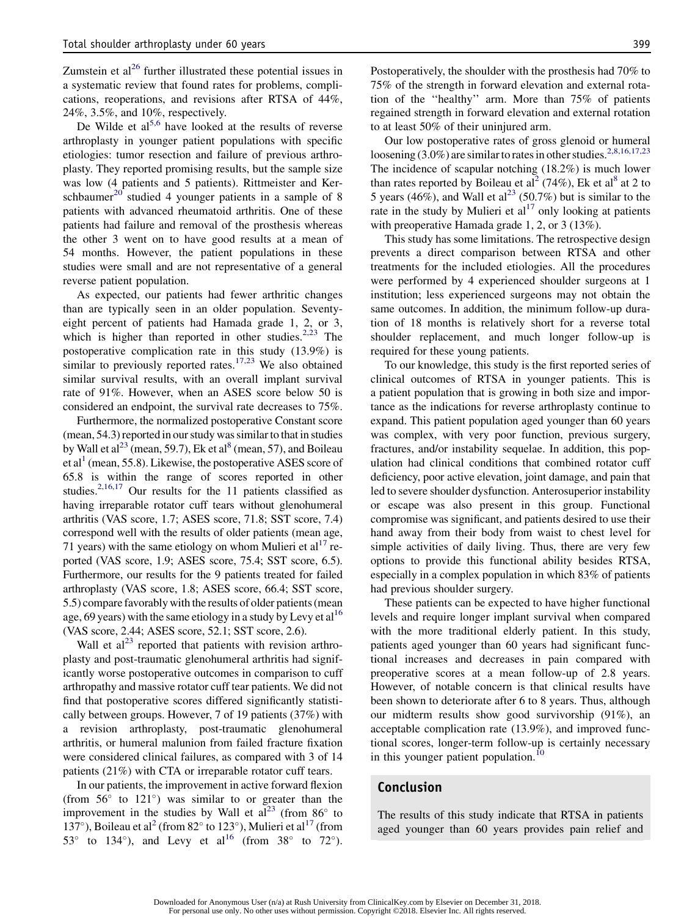Zumstein et al[26] further illustrated these potential issues in a systematic review that found rates for problems, complications, reoperations, and revisions after RTSA of 44%, 24%, 3.5%, and 10%, respectively.

De Wilde et al[5,6] have looked at the results of reverse arthroplasty in younger patient populations with specific etiologies: tumor resection and failure of previous arthroplasty. They reported promising results, but the sample size was low (4 patients and 5 patients). Rittmeister and Kerschbaumer[20] studied 4 younger patients in a sample of 8 patients with advanced rheumatoid arthritis. One of these patients had failure and removal of the prosthesis whereas the other 3 went on to have good results at a mean of 54 months. However, the patient populations in these studies were small and are not representative of a general reverse patient population.

As expected, our patients had fewer arthritic changes than are typically seen in an older population. Seventy-eight percent of patients had Hamada grade 1, 2, or 3, which is higher than reported in other studies.[2,23] The postoperative complication rate in this study (13.9%) is similar to previously reported rates.[17,23] We also obtained similar survival results, with an overall implant survival rate of 91%. However, when an ASES score below 50 is considered an endpoint, the survival rate decreases to 75%.

Furthermore, the normalized postoperative Constant score (mean, 54.3) reported in our study was similar to that in studies by Wall et al[23] (mean, 59.7), Ek et al[8] (mean, 57), and Boileau et al[1] (mean, 55.8). Likewise, the postoperative ASES score of 65.8 is within the range of scores reported in other studies.[2,16,17] Our results for the 11 patients classified as having irreparable rotator cuff tears without glenohumeral arthritis (VAS score, 1.7; ASES score, 71.8; SST score, 7.4) correspond well with the results of older patients (mean age, 71 years) with the same etiology on whom Mulieri et al[17] reported (VAS score, 1.9; ASES score, 75.4; SST score, 6.5). Furthermore, our results for the 9 patients treated for failed arthroplasty (VAS score, 1.8; ASES score, 66.4; SST score, 5.5) compare favorably with the results of older patients (mean age, 69 years) with the same etiology in a study by Levy et al[16] (VAS score, 2.44; ASES score, 52.1; SST score, 2.6).

Wall et al[23] reported that patients with revision arthroplasty and post-traumatic glenohumeral arthritis had significantly worse postoperative outcomes in comparison to cuff arthropathy and massive rotator cuff tear patients. We did not find that postoperative scores differed significantly statistically between groups. However, 7 of 19 patients (37%) with a revision arthroplasty, post-traumatic glenohumeral arthritis, or humeral malunion from failed fracture fixation were considered clinical failures, as compared with 3 of 14 patients (21%) with CTA or irreparable rotator cuff tears.

In our patients, the improvement in active forward flexion (from 56° to 121°) was similar to or greater than the improvement in the studies by Wall et al[23] (from 86° to 137°), Boileau et al[2] (from 82° to 123°), Mulieri et al[17] (from 53° to 134°), and Levy et al[16] (from 38° to 72°). Postoperatively, the shoulder with the prosthesis had 70% to 75% of the strength in forward elevation and external rotation of the ''healthy'' arm. More than 75% of patients regained strength in forward elevation and external rotation to at least 50% of their uninjured arm.

Our low postoperative rates of gross glenoid or humeral loosening (3.0%) are similar to rates in other studies.[2,8,16,17,23] The incidence of scapular notching (18.2%) is much lower than rates reported by Boileau et al[2] (74%), Ek et al[8] at 2 to 5 years (46%), and Wall et al[23] (50.7%) but is similar to the rate in the study by Mulieri et al[17] only looking at patients with preoperative Hamada grade 1, 2, or 3 (13%).

This study has some limitations. The retrospective design prevents a direct comparison between RTSA and other treatments for the included etiologies. All the procedures were performed by 4 experienced shoulder surgeons at 1 institution; less experienced surgeons may not obtain the same outcomes. In addition, the minimum follow-up duration of 18 months is relatively short for a reverse total shoulder replacement, and much longer follow-up is required for these young patients.

To our knowledge, this study is the first reported series of clinical outcomes of RTSA in younger patients. This is a patient population that is growing in both size and importance as the indications for reverse arthroplasty continue to expand. This patient population aged younger than 60 years was complex, with very poor function, previous surgery, fractures, and/or instability sequelae. In addition, this population had clinical conditions that combined rotator cuff deficiency, poor active elevation, joint damage, and pain that led to severe shoulder dysfunction. Anterosuperior instability or escape was also present in this group. Functional compromise was significant, and patients desired to use their hand away from their body from waist to chest level for simple activities of daily living. Thus, there are very few options to provide this functional ability besides RTSA, especially in a complex population in which 83% of patients had previous shoulder surgery.

These patients can be expected to have higher functional levels and require longer implant survival when compared with the more traditional elderly patient. In this study, patients aged younger than 60 years had significant functional increases and decreases in pain compared with preoperative scores at a mean follow-up of 2.8 years. However, of notable concern is that clinical results have been shown to deteriorate after 6 to 8 years. Thus, although our midterm results show good survivorship (91%), an acceptable complication rate (13.9%), and improved functional scores, longer-term follow-up is certainly necessary in this younger patient population.[10]

## Conclusion

The results of this study indicate that RTSA in patients aged younger than 60 years provides pain relief and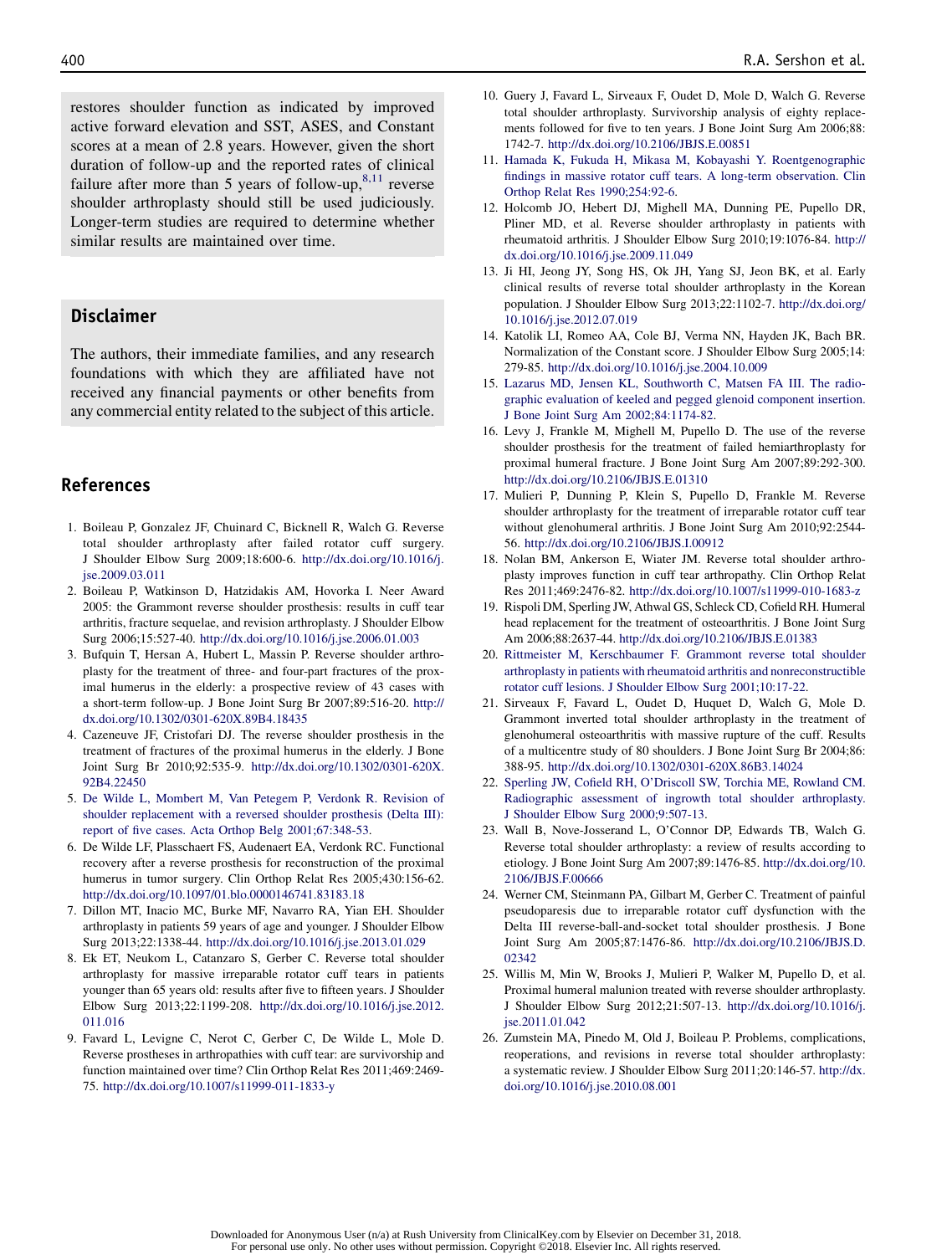restores shoulder function as indicated by improved active forward elevation and SST, ASES, and Constant scores at a mean of 2.8 years. However, given the short duration of follow-up and the reported rates of clinical failure after more than 5 years of follow-up,[8,11] reverse shoulder arthroplasty should still be used judiciously. Longer-term studies are required to determine whether similar results are maintained over time.

## Disclaimer

The authors, their immediate families, and any research foundations with which they are affiliated have not received any financial payments or other benefits from any commercial entity related to the subject of this article.

## References

1. Boileau P, Gonzalez JF, Chuinard C, Bicknell R, Walch G. Reverse total shoulder arthroplasty after failed rotator cuff surgery. J Shoulder Elbow Surg 2009;18:600-6. http://dx.doi.org/10.1016/j.jse.2009.03.011
2. Boileau P, Watkinson D, Hatzidakis AM, Hovorka I. Neer Award 2005: the Grammont reverse shoulder prosthesis: results in cuff tear arthritis, fracture sequelae, and revision arthroplasty. J Shoulder Elbow Surg 2006;15:527-40. http://dx.doi.org/10.1016/j.jse.2006.01.003
3. Bufquin T, Hersan A, Hubert L, Massin P. Reverse shoulder arthroplasty for the treatment of three- and four-part fractures of the proximal humerus in the elderly: a prospective review of 43 cases with a short-term follow-up. J Bone Joint Surg Br 2007;89:516-20. http://dx.doi.org/10.1302/0301-620X.89B4.18435
4. Cazeneuve JF, Cristofari DJ. The reverse shoulder prosthesis in the treatment of fractures of the proximal humerus in the elderly. J Bone Joint Surg Br 2010;92:535-9. http://dx.doi.org/10.1302/0301-620X.92B4.22450
5. De Wilde L, Mombert M, Van Petegem P, Verdonk R. Revision of shoulder replacement with a reversed shoulder prosthesis (Delta III): report of five cases. Acta Orthop Belg 2001;67:348-53.
6. De Wilde LF, Plasschaert FS, Audenaert EA, Verdonk RC. Functional recovery after a reverse prosthesis for reconstruction of the proximal humerus in tumor surgery. Clin Orthop Relat Res 2005;430:156-62. http://dx.doi.org/10.1097/01.blo.0000146741.83183.18
7. Dillon MT, Inacio MC, Burke MF, Navarro RA, Yian EH. Shoulder arthroplasty in patients 59 years of age and younger. J Shoulder Elbow Surg 2013;22:1338-44. http://dx.doi.org/10.1016/j.jse.2013.01.029
8. Ek ET, Neukom L, Catanzaro S, Gerber C. Reverse total shoulder arthroplasty for massive irreparable rotator cuff tears in patients younger than 65 years old: results after five to fifteen years. J Shoulder Elbow Surg 2013;22:1199-208. http://dx.doi.org/10.1016/j.jse.2012.011.016
9. Favard L, Levigne C, Nerot C, Gerber C, De Wilde L, Mole D. Reverse prostheses in arthropathies with cuff tear: are survivorship and function maintained over time? Clin Orthop Relat Res 2011;469:2469-75. http://dx.doi.org/10.1007/s11999-011-1833-y
10. Guery J, Favard L, Sirveaux F, Oudet D, Mole D, Walch G. Reverse total shoulder arthroplasty. Survivorship analysis of eighty replacements followed for five to ten years. J Bone Joint Surg Am 2006;88:1742-7. http://dx.doi.org/10.2106/JBJS.E.00851
11. Hamada K, Fukuda H, Mikasa M, Kobayashi Y. Roentgenographic findings in massive rotator cuff tears. A long-term observation. Clin Orthop Relat Res 1990;254:92-6.
12. Holcomb JO, Hebert DJ, Mighell MA, Dunning PE, Pupello DR, Pliner MD, et al. Reverse shoulder arthroplasty in patients with rheumatoid arthritis. J Shoulder Elbow Surg 2010;19:1076-84. http://dx.doi.org/10.1016/j.jse.2009.11.049
13. Ji HI, Jeong JY, Song HS, Ok JH, Yang SJ, Jeon BK, et al. Early clinical results of reverse total shoulder arthroplasty in the Korean population. J Shoulder Elbow Surg 2013;22:1102-7. http://dx.doi.org/10.1016/j.jse.2012.07.019
14. Katolik LI, Romeo AA, Cole BJ, Verma NN, Hayden JK, Bach BR. Normalization of the Constant score. J Shoulder Elbow Surg 2005;14:279-85. http://dx.doi.org/10.1016/j.jse.2004.10.009
15. Lazarus MD, Jensen KL, Southworth C, Matsen FA III. The radiographic evaluation of keeled and pegged glenoid component insertion. J Bone Joint Surg Am 2002;84:1174-82.
16. Levy J, Frankle M, Mighell M, Pupello D. The use of the reverse shoulder prosthesis for the treatment of failed hemiarthroplasty for proximal humeral fracture. J Bone Joint Surg Am 2007;89:292-300. http://dx.doi.org/10.2106/JBJS.E.01310
17. Mulieri P, Dunning P, Klein S, Pupello D, Frankle M. Reverse shoulder arthroplasty for the treatment of irreparable rotator cuff tear without glenohumeral arthritis. J Bone Joint Surg Am 2010;92:2544-56. http://dx.doi.org/10.2106/JBJS.I.00912
18. Nolan BM, Ankerson E, Wiater JM. Reverse total shoulder arthroplasty improves function in cuff tear arthropathy. Clin Orthop Relat Res 2011;469:2476-82. http://dx.doi.org/10.1007/s11999-010-1683-z
19. Rispoli DM, Sperling JW, Athwal GS, Schleck CD, Cofield RH. Humeral head replacement for the treatment of osteoarthritis. J Bone Joint Surg Am 2006;88:2637-44. http://dx.doi.org/10.2106/JBJS.E.01383
20. Rittmeister M, Kerschbaumer F. Grammont reverse total shoulder arthroplasty in patients with rheumatoid arthritis and nonreconstructible rotator cuff lesions. J Shoulder Elbow Surg 2001;10:17-22.
21. Sirveaux F, Favard L, Oudet D, Huquet D, Walch G, Mole D. Grammont inverted total shoulder arthroplasty in the treatment of glenohumeral osteoarthritis with massive rupture of the cuff. Results of a multicentre study of 80 shoulders. J Bone Joint Surg Br 2004;86:388-95. http://dx.doi.org/10.1302/0301-620X.86B3.14024
22. Sperling JW, Cofield RH, O'Driscoll SW, Torchia ME, Rowland CM. Radiographic assessment of ingrowth total shoulder arthroplasty. J Shoulder Elbow Surg 2000;9:507-13.
23. Wall B, Nove-Josserand L, O'Connor DP, Edwards TB, Walch G. Reverse total shoulder arthroplasty: a review of results according to etiology. J Bone Joint Surg Am 2007;89:1476-85. http://dx.doi.org/10.2106/JBJS.F.00666
24. Werner CM, Steinmann PA, Gilbart M, Gerber C. Treatment of painful pseudoparesis due to irreparable rotator cuff dysfunction with the Delta III reverse-ball-and-socket total shoulder prosthesis. J Bone Joint Surg Am 2005;87:1476-86. http://dx.doi.org/10.2106/JBJS.D.02342
25. Willis M, Min W, Brooks J, Mulieri P, Walker M, Pupello D, et al. Proximal humeral malunion treated with reverse shoulder arthroplasty. J Shoulder Elbow Surg 2012;21:507-13. http://dx.doi.org/10.1016/j.jse.2011.01.042
26. Zumstein MA, Pinedo M, Old J, Boileau P. Problems, complications, reoperations, and revisions in reverse total shoulder arthroplasty: a systematic review. J Shoulder Elbow Surg 2011;20:146-57. http://dx.doi.org/10.1016/j.jse.2010.08.001